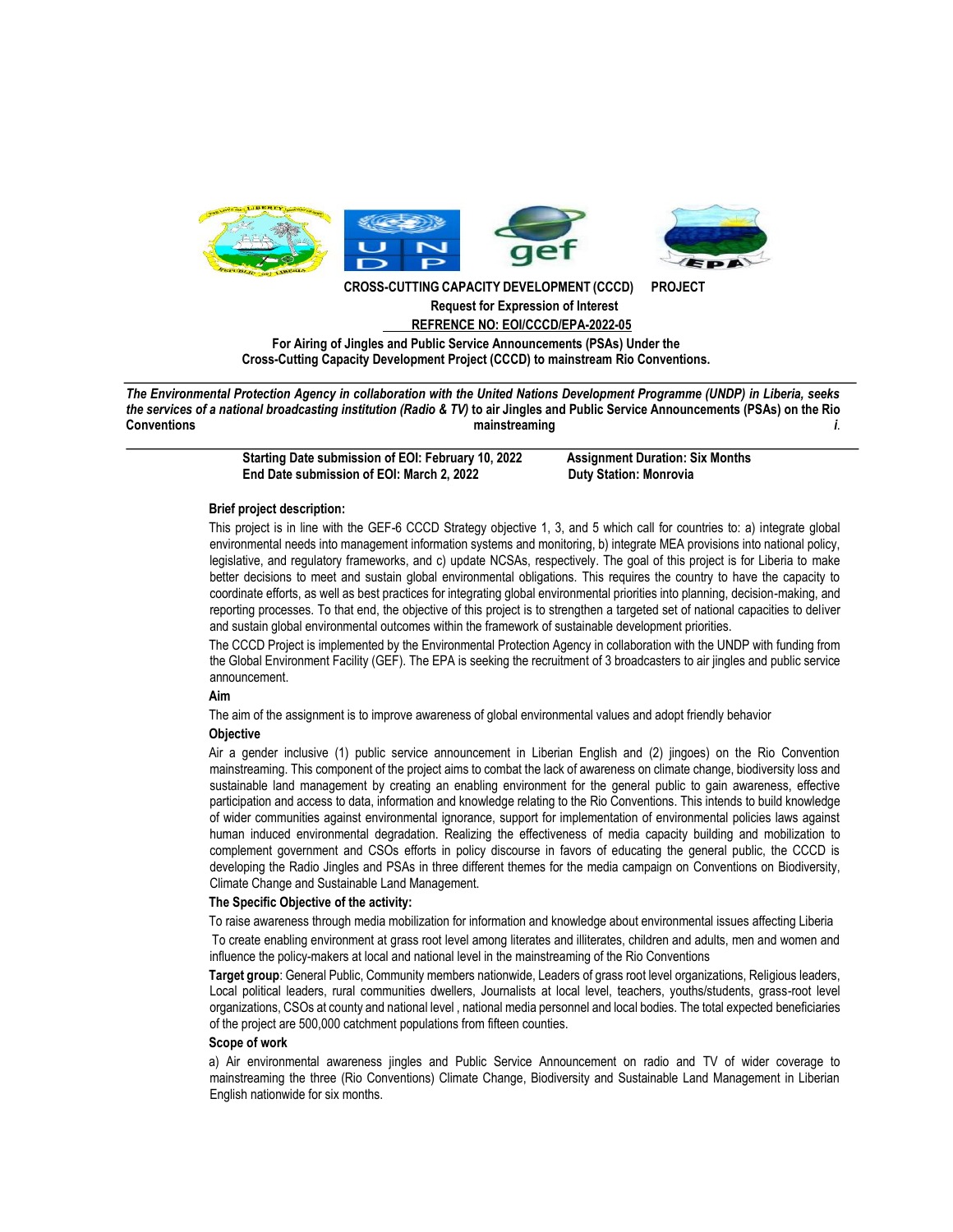**CROSS-CUTTING CAPACITY DEVELOPMENT (CCCD) PROJECT**

**Request for Expression of Interest**

**REFRENCE NO: EOI/CCCD/EPA-2022-05**

**For Airing of Jingles and Public Service Announcements (PSAs) Under the Cross-Cutting Capacity Development Project (CCCD) to mainstream Rio Conventions.**

---

***The Environmental Protection Agency in collaboration with the United Nations Development Programme (UNDP) in Liberia, seeks the services of a national broadcasting institution (Radio & TV)*** **to air Jingles and Public Service Announcements (PSAs) on the Rio Conventions mainstreaming** ***i*.**

---

**Starting Date submission of EOI: February 10, 2022**
**End Date submission of EOI: March 2, 2022**

**Assignment Duration: Six Months**
**Duty Station: Monrovia**

**Brief project description:**

This project is in line with the GEF-6 CCCD Strategy objective 1, 3, and 5 which call for countries to: a) integrate global environmental needs into management information systems and monitoring, b) integrate MEA provisions into national policy, legislative, and regulatory frameworks, and c) update NCSAs, respectively. The goal of this project is for Liberia to make better decisions to meet and sustain global environmental obligations. This requires the country to have the capacity to coordinate efforts, as well as best practices for integrating global environmental priorities into planning, decision-making, and reporting processes. To that end, the objective of this project is to strengthen a targeted set of national capacities to deliver and sustain global environmental outcomes within the framework of sustainable development priorities.

The CCCD Project is implemented by the Environmental Protection Agency in collaboration with the UNDP with funding from the Global Environment Facility (GEF). The EPA is seeking the recruitment of 3 broadcasters to air jingles and public service announcement.

**Aim**

The aim of the assignment is to improve awareness of global environmental values and adopt friendly behavior

**Objective**

Air a gender inclusive (1) public service announcement in Liberian English and (2) jingoes) on the Rio Convention mainstreaming. This component of the project aims to combat the lack of awareness on climate change, biodiversity loss and sustainable land management by creating an enabling environment for the general public to gain awareness, effective participation and access to data, information and knowledge relating to the Rio Conventions. This intends to build knowledge of wider communities against environmental ignorance, support for implementation of environmental policies laws against human induced environmental degradation. Realizing the effectiveness of media capacity building and mobilization to complement government and CSOs efforts in policy discourse in favors of educating the general public, the CCCD is developing the Radio Jingles and PSAs in three different themes for the media campaign on Conventions on Biodiversity, Climate Change and Sustainable Land Management.

**The Specific Objective of the activity:**

To raise awareness through media mobilization for information and knowledge about environmental issues affecting Liberia

To create enabling environment at grass root level among literates and illiterates, children and adults, men and women and influence the policy-makers at local and national level in the mainstreaming of the Rio Conventions

**Target group**: General Public, Community members nationwide, Leaders of grass root level organizations, Religious leaders, Local political leaders, rural communities dwellers, Journalists at local level, teachers, youths/students, grass-root level organizations, CSOs at county and national level , national media personnel and local bodies. The total expected beneficiaries of the project are 500,000 catchment populations from fifteen counties.

**Scope of work**

a) Air environmental awareness jingles and Public Service Announcement on radio and TV of wider coverage to mainstreaming the three (Rio Conventions) Climate Change, Biodiversity and Sustainable Land Management in Liberian English nationwide for six months.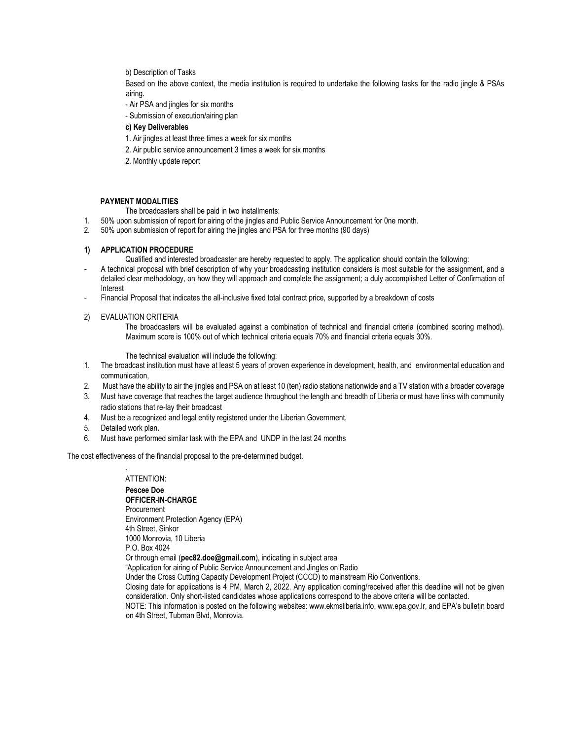b) Description of Tasks

Based on the above context, the media institution is required to undertake the following tasks for the radio jingle & PSAs airing.

- Air PSA and jingles for six months
- Submission of execution/airing plan

**c) Key Deliverables**

1. Air jingles at least three times a week for six months
2. Air public service announcement 3 times a week for six months
2. Monthly update report

**PAYMENT MODALITIES**

The broadcasters shall be paid in two installments:

1. 50% upon submission of report for airing of the jingles and Public Service Announcement for 0ne month.
2. 50% upon submission of report for airing the jingles and PSA for three months (90 days)

**1) APPLICATION PROCEDURE**

Qualified and interested broadcaster are hereby requested to apply. The application should contain the following:

- A technical proposal with brief description of why your broadcasting institution considers is most suitable for the assignment, and a detailed clear methodology, on how they will approach and complete the assignment; a duly accomplished Letter of Confirmation of Interest
- Financial Proposal that indicates the all-inclusive fixed total contract price, supported by a breakdown of costs

2) EVALUATION CRITERIA

The broadcasters will be evaluated against a combination of technical and financial criteria (combined scoring method). Maximum score is 100% out of which technical criteria equals 70% and financial criteria equals 30%.

The technical evaluation will include the following:

1. The broadcast institution must have at least 5 years of proven experience in development, health, and environmental education and communication,
2. Must have the ability to air the jingles and PSA on at least 10 (ten) radio stations nationwide and a TV station with a broader coverage
3. Must have coverage that reaches the target audience throughout the length and breadth of Liberia or must have links with community radio stations that re-lay their broadcast
4. Must be a recognized and legal entity registered under the Liberian Government,
5. Detailed work plan.
6. Must have performed similar task with the EPA and UNDP in the last 24 months

The cost effectiveness of the financial proposal to the pre-determined budget.

.
ATTENTION:
**Pescee Doe**
**OFFICER-IN-CHARGE**
Procurement
Environment Protection Agency (EPA)
4th Street, Sinkor
1000 Monrovia, 10 Liberia
P.O. Box 4024
Or through email (**pec82.doe@gmail.com**), indicating in subject area
"Application for airing of Public Service Announcement and Jingles on Radio
Under the Cross Cutting Capacity Development Project (CCCD) to mainstream Rio Conventions.
Closing date for applications is 4 PM, March 2, 2022. Any application coming/received after this deadline will not be given consideration. Only short-listed candidates whose applications correspond to the above criteria will be contacted.
NOTE: This information is posted on the following websites: www.ekmsliberia.info, www.epa.gov.lr, and EPA's bulletin board on 4th Street, Tubman Blvd, Monrovia.